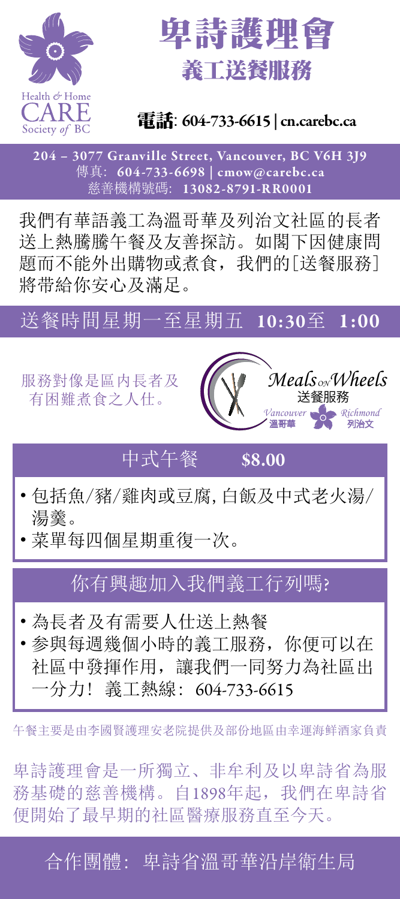Health & Home
CARE
Society of BC

# 卑詩護理會

## 義工送餐服務

**電話: 604-733-6615 | cn.carebc.ca**

**204 – 3077 Granville Street, Vancouver, BC V6H 3J9**
傳真: **604-733-6698 | cmow@carebc.ca**
慈善機構號碼: **13082-8791-RR0001**

我們有華語義工為溫哥華及列治文社區的長者送上熱騰騰午餐及友善探訪。如閣下因健康問題而不能外出購物或煮食，我們的[送餐服務]將帶給你安心及滿足。

## 送餐時間星期一至星期五 **10:30**至 **1:00**

服務對像是區內長者及有困難煮食之人仕。

*Meals on Wheels*
送餐服務
*Vancouver* 溫哥華 *Richmond* 列治文

## 中式午餐 **$8.00**

- 包括魚/豬/雞肉或豆腐, 白飯及中式老火湯/湯羹。
- 菜單每四個星期重復一次。

## 你有興趣加入我們義工行列嗎?

- 為長者及有需要人仕送上熱餐
- 参與每週幾個小時的義工服務，你便可以在社區中發揮作用，讓我們一同努力為社區出一分力！義工熱線: 604-733-6615

午餐主要是由李國賢護理安老院提供及部份地區由幸運海鮮酒家負責

卑詩護理會是一所獨立、非牟利及以卑詩省為服務基礎的慈善機構。自1898年起，我們在卑詩省便開始了最早期的社區醫療服務直至今天。

合作團體: 卑詩省溫哥華沿岸衛生局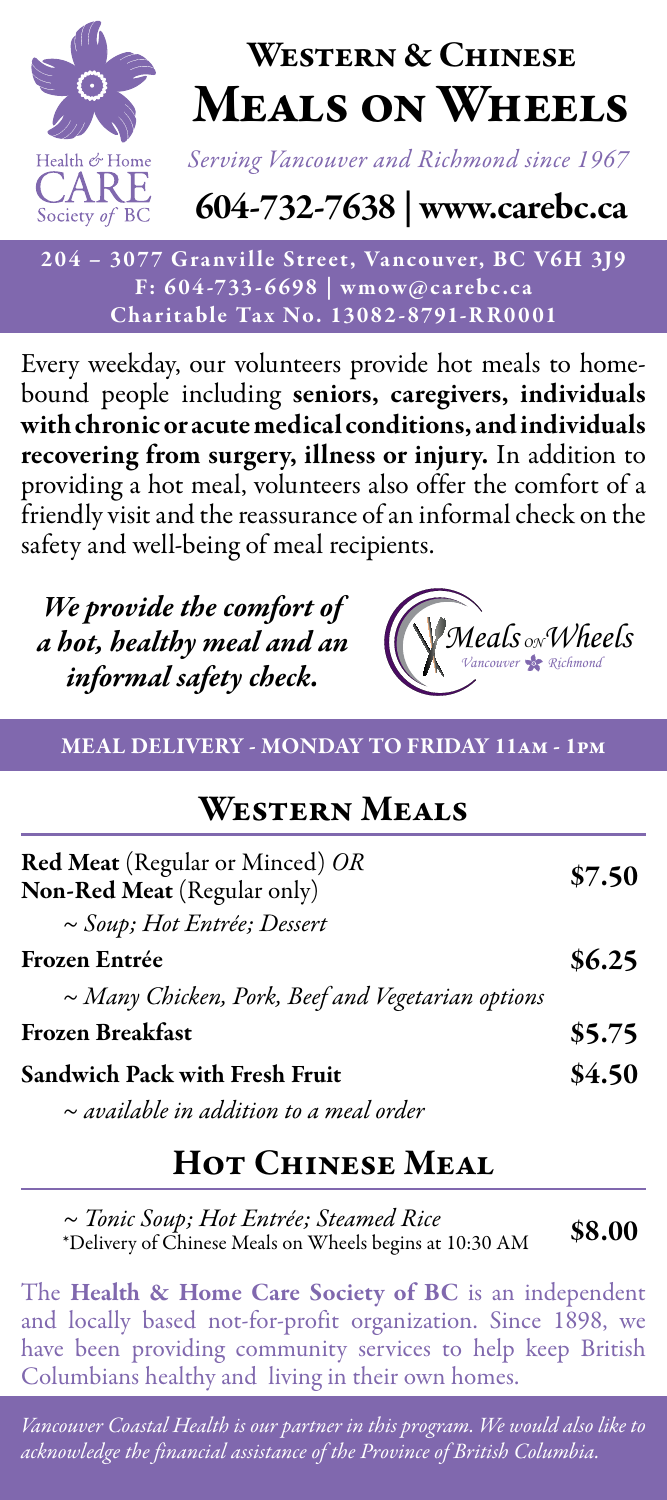# Western & Chinese Meals on Wheels

Health & Home CARE Society of BC

*Serving Vancouver and Richmond since 1967*

**604-732-7638 | www.carebc.ca**

**204 – 3077 Granville Street, Vancouver, BC V6H 3J9**
**F: 604-733-6698 | wmow@carebc.ca**
**Charitable Tax No. 13082-8791-RR0001**

Every weekday, our volunteers provide hot meals to home-bound people including **seniors, caregivers, individuals with chronic or acute medical conditions, and individuals recovering from surgery, illness or injury.** In addition to providing a hot meal, volunteers also offer the comfort of a friendly visit and the reassurance of an informal check on the safety and well-being of meal recipients.

***We provide the comfort of a hot, healthy meal and an informal safety check.***

Meals on Wheels — Vancouver Richmond

**MEAL DELIVERY - MONDAY TO FRIDAY 11AM - 1PM**

## Western Meals

| | |
|---|---|
| **Red Meat** (Regular or Minced) *OR* **Non-Red Meat** (Regular only)<br>*~ Soup; Hot Entrée; Dessert* | **$7.50** |
| **Frozen Entrée**<br>*~ Many Chicken, Pork, Beef and Vegetarian options* | **$6.25** |
| **Frozen Breakfast** | **$5.75** |
| **Sandwich Pack with Fresh Fruit**<br>*~ available in addition to a meal order* | **$4.50** |

## Hot Chinese Meal

| | |
|---|---|
| *~ Tonic Soup; Hot Entrée; Steamed Rice*<br>\*Delivery of Chinese Meals on Wheels begins at 10:30 AM | **$8.00** |

The **Health & Home Care Society of BC** is an independent and locally based not-for-profit organization. Since 1898, we have been providing community services to help keep British Columbians healthy and living in their own homes.

*Vancouver Coastal Health is our partner in this program. We would also like to acknowledge the financial assistance of the Province of British Columbia.*